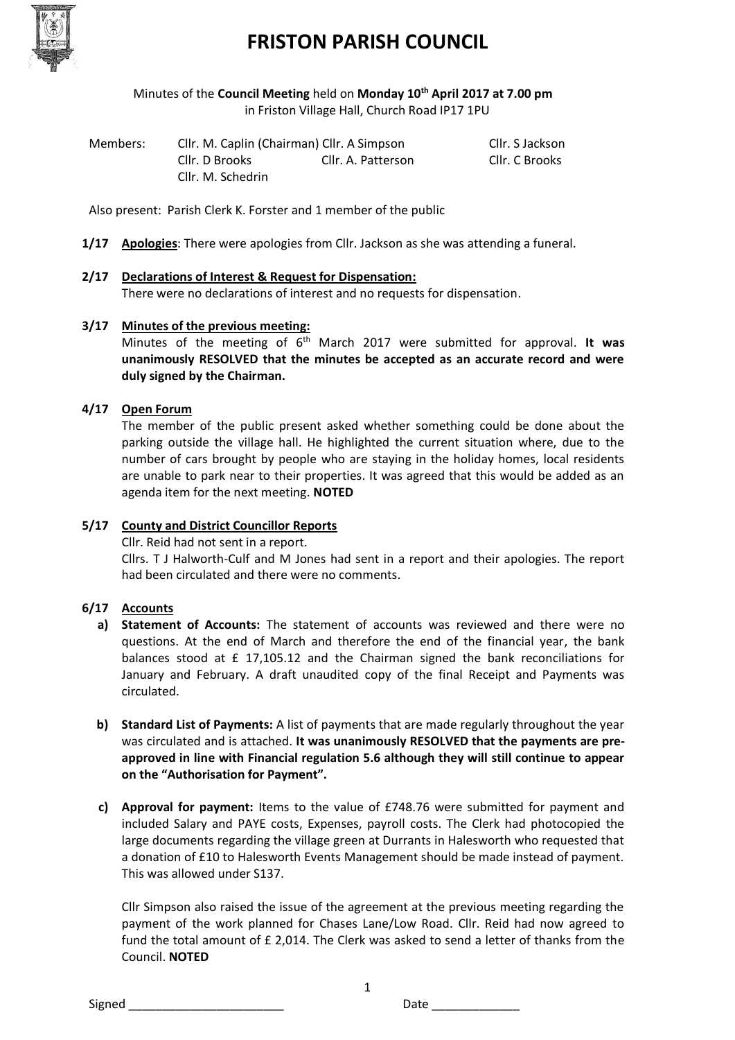# FRISTON PARISH COUNCIL

Minutes of the **Council Meeting** held on **Monday 10th April 2017 at 7.00 pm**
in Friston Village Hall, Church Road IP17 1PU

| Members: | Cllr. M. Caplin (Chairman) | Cllr. A Simpson | Cllr. S Jackson |
|---|---|---|---|
| | Cllr. D Brooks | Cllr. A. Patterson | Cllr. C Brooks |
| | Cllr. M. Schedrin | | |

Also present: Parish Clerk K. Forster and 1 member of the public

**1/17 Apologies**: There were apologies from Cllr. Jackson as she was attending a funeral.

**2/17 Declarations of Interest & Request for Dispensation:**
There were no declarations of interest and no requests for dispensation.

**3/17 Minutes of the previous meeting:**
Minutes of the meeting of 6th March 2017 were submitted for approval. **It was unanimously RESOLVED that the minutes be accepted as an accurate record and were duly signed by the Chairman.**

**4/17 Open Forum**
The member of the public present asked whether something could be done about the parking outside the village hall. He highlighted the current situation where, due to the number of cars brought by people who are staying in the holiday homes, local residents are unable to park near to their properties. It was agreed that this would be added as an agenda item for the next meeting. **NOTED**

**5/17 County and District Councillor Reports**
Cllr. Reid had not sent in a report.
Cllrs. T J Halworth-Culf and M Jones had sent in a report and their apologies. The report had been circulated and there were no comments.

**6/17 Accounts**

a) **Statement of Accounts:** The statement of accounts was reviewed and there were no questions. At the end of March and therefore the end of the financial year, the bank balances stood at £ 17,105.12 and the Chairman signed the bank reconciliations for January and February. A draft unaudited copy of the final Receipt and Payments was circulated.

b) **Standard List of Payments:** A list of payments that are made regularly throughout the year was circulated and is attached. **It was unanimously RESOLVED that the payments are pre-approved in line with Financial regulation 5.6 although they will still continue to appear on the "Authorisation for Payment".**

c) **Approval for payment:** Items to the value of £748.76 were submitted for payment and included Salary and PAYE costs, Expenses, payroll costs. The Clerk had photocopied the large documents regarding the village green at Durrants in Halesworth who requested that a donation of £10 to Halesworth Events Management should be made instead of payment. This was allowed under S137.

   Cllr Simpson also raised the issue of the agreement at the previous meeting regarding the payment of the work planned for Chases Lane/Low Road. Cllr. Reid had now agreed to fund the total amount of £ 2,014. The Clerk was asked to send a letter of thanks from the Council. **NOTED**

Signed _______________________ Date _____________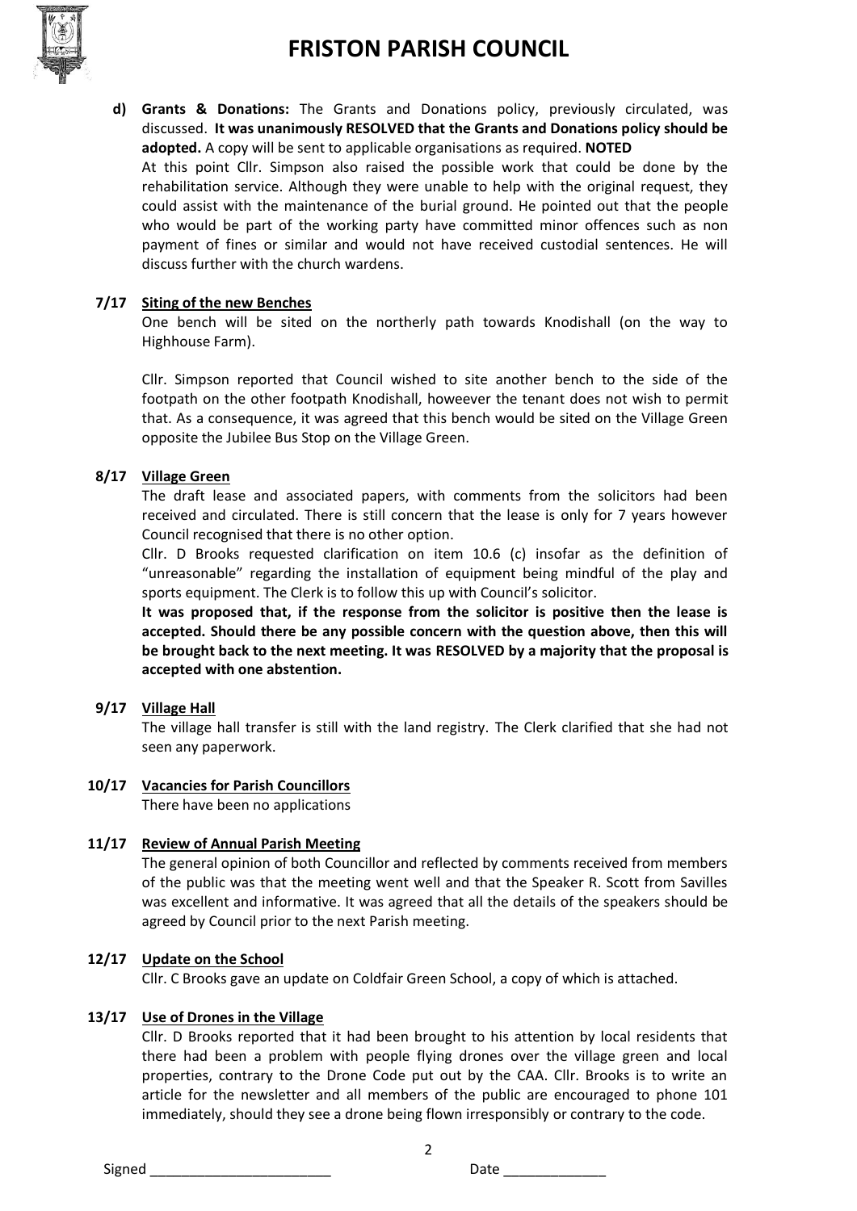**d) Grants & Donations:** The Grants and Donations policy, previously circulated, was discussed. **It was unanimously RESOLVED that the Grants and Donations policy should be adopted.** A copy will be sent to applicable organisations as required. **NOTED**

At this point Cllr. Simpson also raised the possible work that could be done by the rehabilitation service. Although they were unable to help with the original request, they could assist with the maintenance of the burial ground. He pointed out that the people who would be part of the working party have committed minor offences such as non payment of fines or similar and would not have received custodial sentences. He will discuss further with the church wardens.

**7/17 Siting of the new Benches**

One bench will be sited on the northerly path towards Knodishall (on the way to Highhouse Farm).

Cllr. Simpson reported that Council wished to site another bench to the side of the footpath on the other footpath Knodishall, howeever the tenant does not wish to permit that. As a consequence, it was agreed that this bench would be sited on the Village Green opposite the Jubilee Bus Stop on the Village Green.

**8/17 Village Green**

The draft lease and associated papers, with comments from the solicitors had been received and circulated. There is still concern that the lease is only for 7 years however Council recognised that there is no other option.

Cllr. D Brooks requested clarification on item 10.6 (c) insofar as the definition of "unreasonable" regarding the installation of equipment being mindful of the play and sports equipment. The Clerk is to follow this up with Council's solicitor.

**It was proposed that, if the response from the solicitor is positive then the lease is accepted. Should there be any possible concern with the question above, then this will be brought back to the next meeting. It was RESOLVED by a majority that the proposal is accepted with one abstention.**

**9/17 Village Hall**

The village hall transfer is still with the land registry. The Clerk clarified that she had not seen any paperwork.

**10/17 Vacancies for Parish Councillors**

There have been no applications

**11/17 Review of Annual Parish Meeting**

The general opinion of both Councillor and reflected by comments received from members of the public was that the meeting went well and that the Speaker R. Scott from Savilles was excellent and informative. It was agreed that all the details of the speakers should be agreed by Council prior to the next Parish meeting.

**12/17 Update on the School**

Cllr. C Brooks gave an update on Coldfair Green School, a copy of which is attached.

**13/17 Use of Drones in the Village**

Cllr. D Brooks reported that it had been brought to his attention by local residents that there had been a problem with people flying drones over the village green and local properties, contrary to the Drone Code put out by the CAA. Cllr. Brooks is to write an article for the newsletter and all members of the public are encouraged to phone 101 immediately, should they see a drone being flown irresponsibly or contrary to the code.

Signed \_\_\_\_\_\_\_\_\_\_\_\_\_\_\_\_\_\_\_\_\_\_\_ Date \_\_\_\_\_\_\_\_\_\_\_\_\_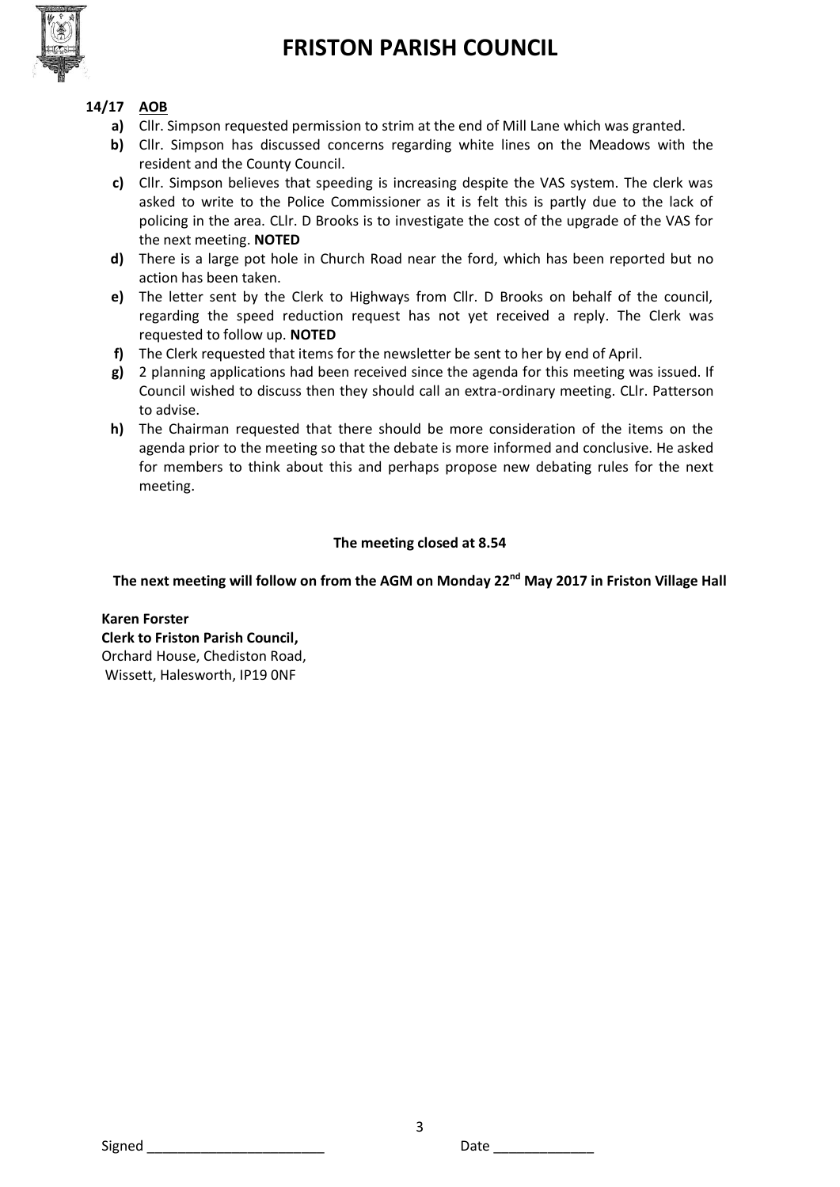# FRISTON PARISH COUNCIL

**14/17 AOB**

- **a)** Cllr. Simpson requested permission to strim at the end of Mill Lane which was granted.
- **b)** Cllr. Simpson has discussed concerns regarding white lines on the Meadows with the resident and the County Council.
- **c)** Cllr. Simpson believes that speeding is increasing despite the VAS system. The clerk was asked to write to the Police Commissioner as it is felt this is partly due to the lack of policing in the area. CLlr. D Brooks is to investigate the cost of the upgrade of the VAS for the next meeting. **NOTED**
- **d)** There is a large pot hole in Church Road near the ford, which has been reported but no action has been taken.
- **e)** The letter sent by the Clerk to Highways from Cllr. D Brooks on behalf of the council, regarding the speed reduction request has not yet received a reply. The Clerk was requested to follow up. **NOTED**
- **f)** The Clerk requested that items for the newsletter be sent to her by end of April.
- **g)** 2 planning applications had been received since the agenda for this meeting was issued. If Council wished to discuss then they should call an extra-ordinary meeting. CLlr. Patterson to advise.
- **h)** The Chairman requested that there should be more consideration of the items on the agenda prior to the meeting so that the debate is more informed and conclusive. He asked for members to think about this and perhaps propose new debating rules for the next meeting.

**The meeting closed at 8.54**

**The next meeting will follow on from the AGM on Monday 22nd May 2017 in Friston Village Hall**

**Karen Forster**
**Clerk to Friston Parish Council,**
Orchard House, Chediston Road,
Wissett, Halesworth, IP19 0NF

Signed \_\_\_\_\_\_\_\_\_\_\_\_\_\_\_\_\_\_\_\_\_\_\_ Date \_\_\_\_\_\_\_\_\_\_\_\_\_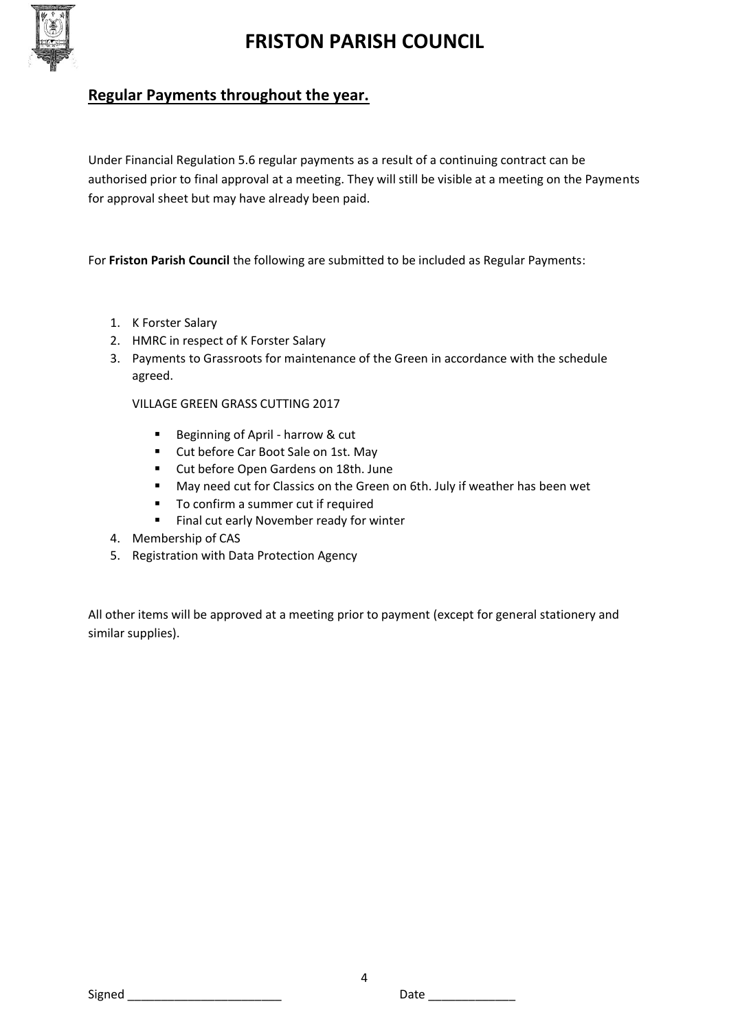# FRISTON PARISH COUNCIL

## Regular Payments throughout the year.

Under Financial Regulation 5.6 regular payments as a result of a continuing contract can be authorised prior to final approval at a meeting. They will still be visible at a meeting on the Payments for approval sheet but may have already been paid.

For **Friston Parish Council** the following are submitted to be included as Regular Payments:

1. K Forster Salary
2. HMRC in respect of K Forster Salary
3. Payments to Grassroots for maintenance of the Green in accordance with the schedule agreed.

   VILLAGE GREEN GRASS CUTTING 2017

   - Beginning of April - harrow & cut
   - Cut before Car Boot Sale on 1st. May
   - Cut before Open Gardens on 18th. June
   - May need cut for Classics on the Green on 6th. July if weather has been wet
   - To confirm a summer cut if required
   - Final cut early November ready for winter
4. Membership of CAS
5. Registration with Data Protection Agency

All other items will be approved at a meeting prior to payment (except for general stationery and similar supplies).

Signed \_\_\_\_\_\_\_\_\_\_\_\_\_\_\_\_\_\_\_\_\_\_\_ Date \_\_\_\_\_\_\_\_\_\_\_\_\_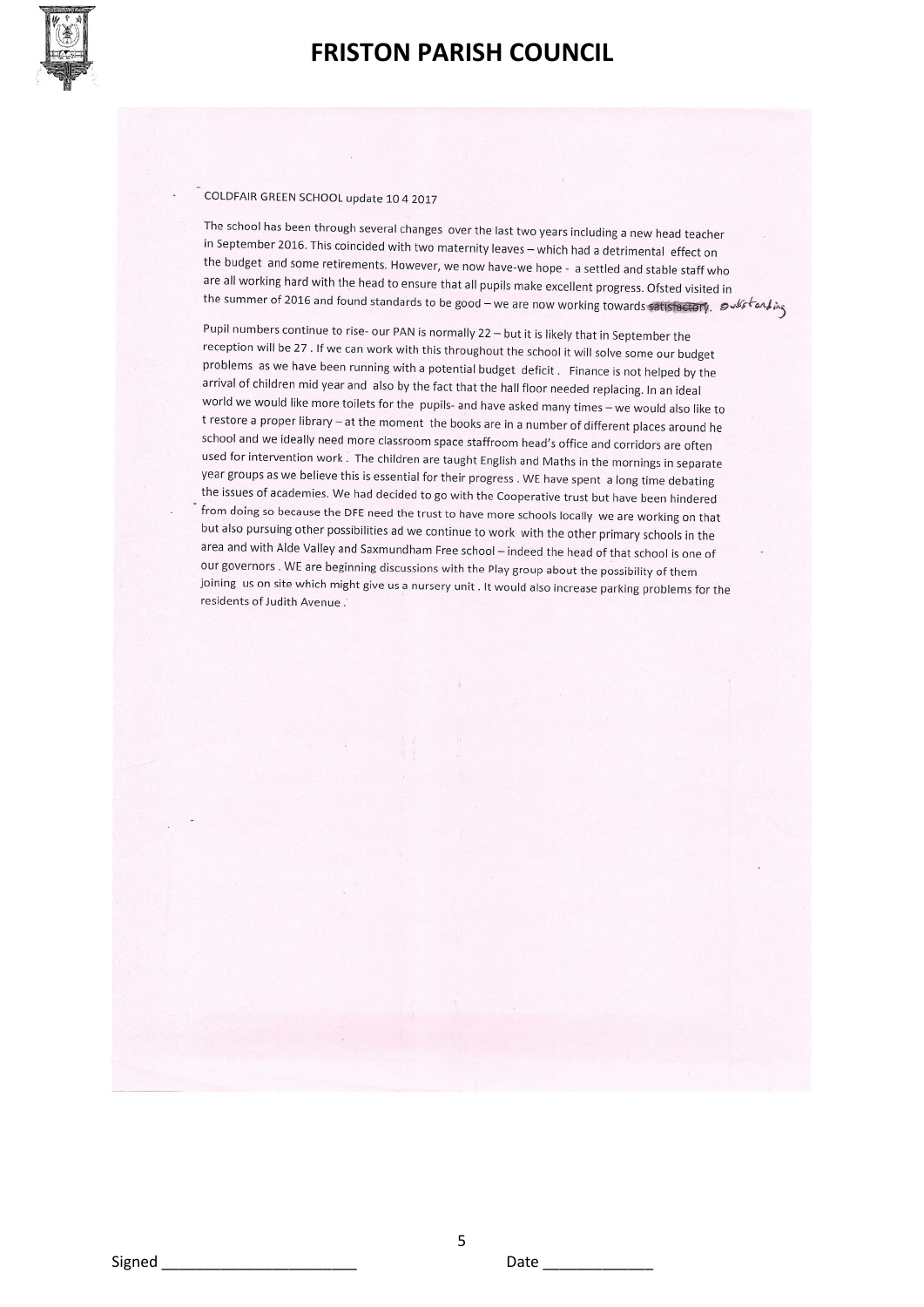# FRISTON PARISH COUNCIL

COLDFAIR GREEN SCHOOL update 10 4 2017

The school has been through several changes over the last two years including a new head teacher in September 2016. This coincided with two maternity leaves – which had a detrimental effect on the budget and some retirements. However, we now have-we hope - a settled and stable staff who are all working hard with the head to ensure that all pupils make excellent progress. Ofsted visited in the summer of 2016 and found standards to be good – we are now working towards ~~satisfactory~~. outstanding

Pupil numbers continue to rise- our PAN is normally 22 – but it is likely that in September the reception will be 27 . If we can work with this throughout the school it will solve some our budget problems as we have been running with a potential budget deficit . Finance is not helped by the arrival of children mid year and also by the fact that the hall floor needed replacing. In an ideal world we would like more toilets for the pupils- and have asked many times – we would also like to t restore a proper library – at the moment the books are in a number of different places around he school and we ideally need more classroom space staffroom head's office and corridors are often used for intervention work . The children are taught English and Maths in the mornings in separate year groups as we believe this is essential for their progress . WE have spent a long time debating the issues of academies. We had decided to go with the Cooperative trust but have been hindered from doing so because the DFE need the trust to have more schools locally we are working on that but also pursuing other possibilities ad we continue to work with the other primary schools in the area and with Alde Valley and Saxmundham Free school – indeed the head of that school is one of our governors . WE are beginning discussions with the Play group about the possibility of them joining us on site which might give us a nursery unit . It would also increase parking problems for the residents of Judith Avenue .

Signed ______________________ Date ____________